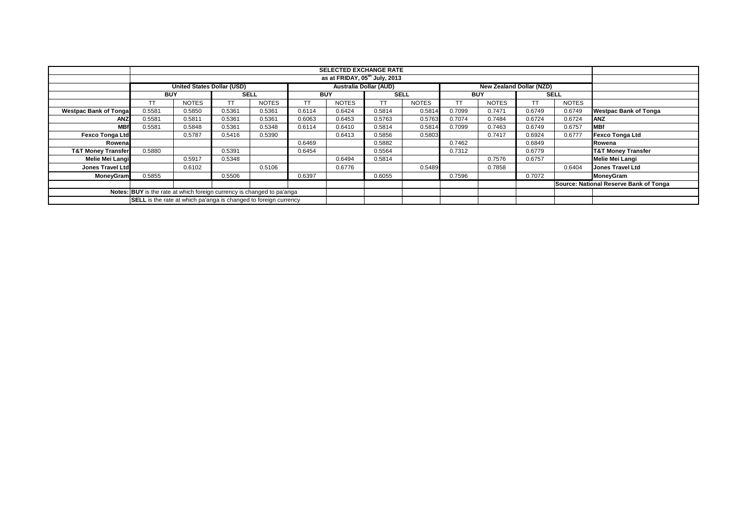| | SELECTED EXCHANGE RATE | | | | | | | | | | | | |
|---|---|---|---|---|---|---|---|---|---|---|---|---|---|
| | as at FRIDAY, 05th July, 2013 | | | | | | | | | | | | |
| | United States Dollar (USD) | | | | Australia Dollar (AUD) | | | | New Zealand Dollar (NZD) | | | | |
| | BUY | | SELL | | BUY | | SELL | | BUY | | SELL | | |
| | TT | NOTES | TT | NOTES | TT | NOTES | TT | NOTES | TT | NOTES | TT | NOTES | |
| **Westpac Bank of Tonga** | 0.5581 | 0.5850 | 0.5361 | 0.5361 | 0.6114 | 0.6424 | 0.5814 | 0.5814 | 0.7099 | 0.7471 | 0.6749 | 0.6749 | **Westpac Bank of Tonga** |
| **ANZ** | 0.5581 | 0.5811 | 0.5361 | 0.5361 | 0.6063 | 0.6453 | 0.5763 | 0.5763 | 0.7074 | 0.7484 | 0.6724 | 0.6724 | **ANZ** |
| **MBf** | 0.5581 | 0.5848 | 0.5361 | 0.5348 | 0.6114 | 0.6410 | 0.5814 | 0.5814 | 0.7099 | 0.7463 | 0.6749 | 0.6757 | **MBf** |
| **Fexco Tonga Ltd** | | 0.5787 | 0.5416 | 0.5390 | | 0.6413 | 0.5856 | 0.5803 | | 0.7417 | 0.6924 | 0.6777 | **Fexco Tonga Ltd** |
| **Rowena** | | | | | 0.6469 | | 0.5882 | | 0.7462 | | 0.6849 | | **Rowena** |
| **T&T Money Transfer** | 0.5880 | | 0.5391 | | 0.6454 | | 0.5564 | | 0.7312 | | 0.6779 | | **T&T Money Transfer** |
| **Melie Mei Langi** | | 0.5917 | 0.5348 | | | 0.6494 | 0.5814 | | | 0.7576 | 0.6757 | | **Melie Mei Langi** |
| **Jones Travel Ltd** | | 0.6102 | | 0.5106 | | 0.6776 | | 0.5489 | | 0.7858 | | 0.6404 | **Jones Travel Ltd** |
| **MoneyGram** | 0.5855 | | 0.5506 | | 0.6397 | | 0.6055 | | 0.7596 | | 0.7072 | | **MoneyGram** |
| | | | | | | | | | | | **Source: National Reserve Bank of Tonga** | | |
| **Notes:** | **BUY** is the rate at which foreign currency is changed to pa'anga | | | | | | | | | | | | |
| | **SELL** is the rate at which pa'anga is changed to foreign currency | | | | | | | | | | | | |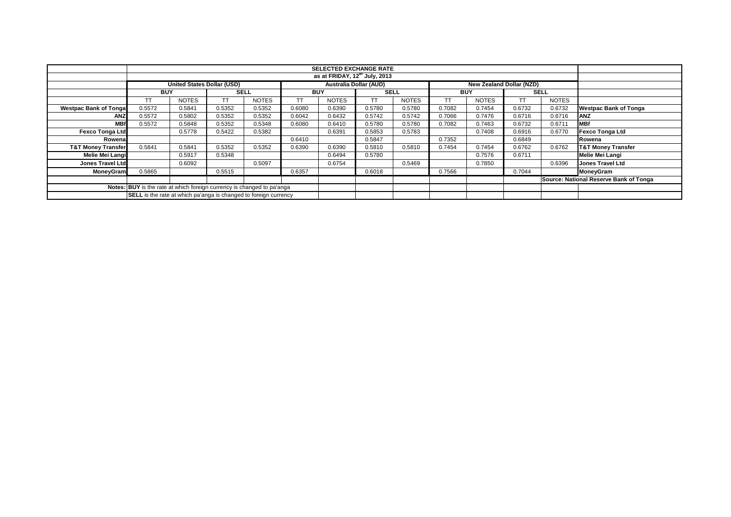| | SELECTED EXCHANGE RATE | | | | | | | | | | | | |
|---|---|---|---|---|---|---|---|---|---|---|---|---|---|
| | as at FRIDAY, 12th July, 2013 | | | | | | | | | | | | |
| | United States Dollar (USD) | | | | Australia Dollar (AUD) | | | | New Zealand Dollar (NZD) | | | | |
| | BUY | | SELL | | BUY | | SELL | | BUY | | SELL | | |
| | TT | NOTES | TT | NOTES | TT | NOTES | TT | NOTES | TT | NOTES | TT | NOTES | |
| **Westpac Bank of Tonga** | 0.5572 | 0.5841 | 0.5352 | 0.5352 | 0.6080 | 0.6390 | 0.5780 | 0.5780 | 0.7082 | 0.7454 | 0.6732 | 0.6732 | **Westpac Bank of Tonga** |
| **ANZ** | 0.5572 | 0.5802 | 0.5352 | 0.5352 | 0.6042 | 0.6432 | 0.5742 | 0.5742 | 0.7066 | 0.7476 | 0.6716 | 0.6716 | **ANZ** |
| **MBf** | 0.5572 | 0.5848 | 0.5352 | 0.5348 | 0.6080 | 0.6410 | 0.5780 | 0.5780 | 0.7082 | 0.7463 | 0.6732 | 0.6711 | **MBf** |
| **Fexco Tonga Ltd** | | 0.5778 | 0.5422 | 0.5382 | | 0.6391 | 0.5853 | 0.5783 | | 0.7408 | 0.6916 | 0.6770 | **Fexco Tonga Ltd** |
| **Rowena** | | | | | 0.6410 | | 0.5847 | | 0.7352 | | 0.6849 | | **Rowena** |
| **T&T Money Transfer** | 0.5841 | 0.5841 | 0.5352 | 0.5352 | 0.6390 | 0.6390 | 0.5810 | 0.5810 | 0.7454 | 0.7454 | 0.6762 | 0.6762 | **T&T Money Transfer** |
| **Melie Mei Langi** | | 0.5917 | 0.5348 | | | 0.6494 | 0.5780 | | | 0.7576 | 0.6711 | | **Melie Mei Langi** |
| **Jones Travel Ltd** | | 0.6092 | | 0.5097 | | 0.6754 | | 0.5469 | | 0.7850 | | 0.6396 | **Jones Travel Ltd** |
| **MoneyGram** | 0.5865 | | 0.5515 | | 0.6357 | | 0.6018 | | 0.7566 | | 0.7044 | | **MoneyGram** |
| | | | | | | | | | | | | | **Source: National Reserve Bank of Tonga** |
| **Notes:** | **BUY** is the rate at which foreign currency is changed to pa'anga | | | | | | | | | | | | |
| | **SELL** is the rate at which pa'anga is changed to foreign currency | | | | | | | | | | | | |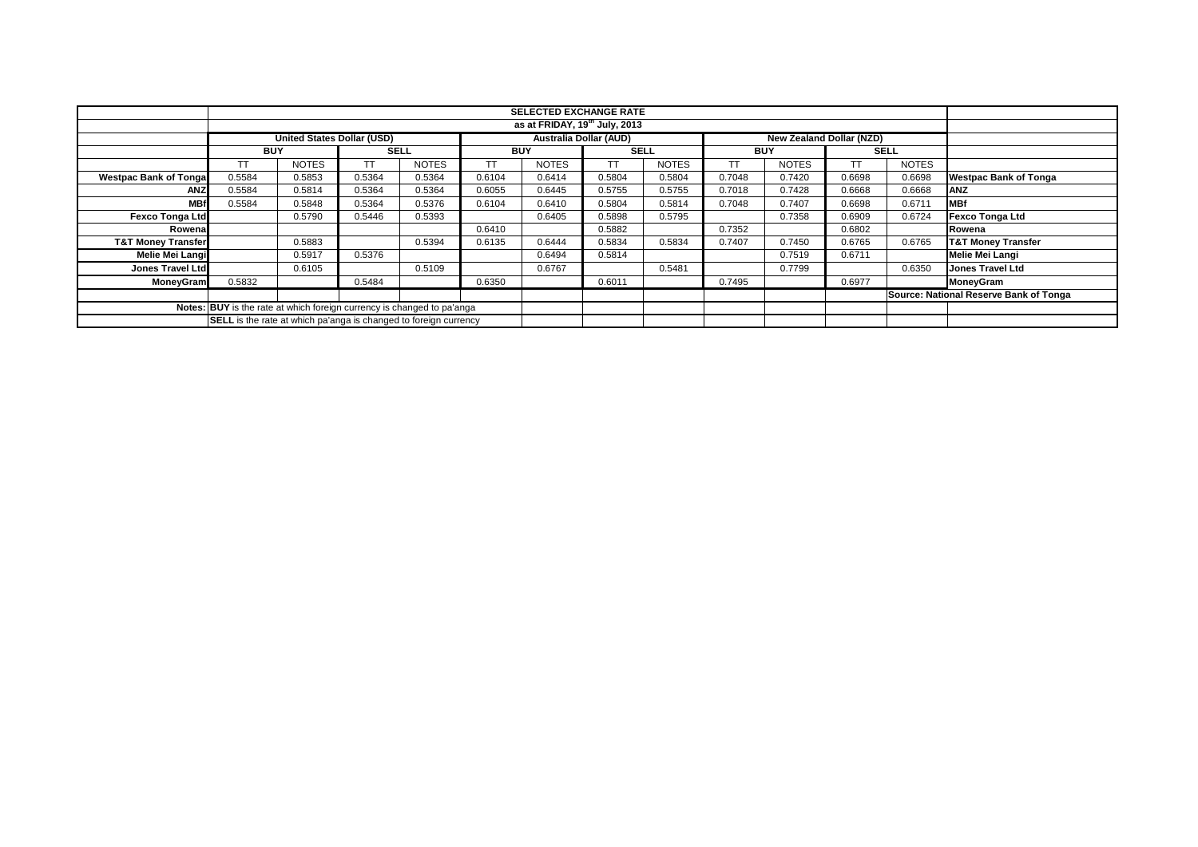| | SELECTED EXCHANGE RATE | | | | | | | | | | | | |
|---|---|---|---|---|---|---|---|---|---|---|---|---|---|
| | as at FRIDAY, 19th July, 2013 | | | | | | | | | | | | |
| | United States Dollar (USD) | | | | Australia Dollar (AUD) | | | | New Zealand Dollar (NZD) | | | | |
| | BUY | | SELL | | BUY | | SELL | | BUY | | SELL | | |
| | TT | NOTES | TT | NOTES | TT | NOTES | TT | NOTES | TT | NOTES | TT | NOTES | |
| **Westpac Bank of Tonga** | 0.5584 | 0.5853 | 0.5364 | 0.5364 | 0.6104 | 0.6414 | 0.5804 | 0.5804 | 0.7048 | 0.7420 | 0.6698 | 0.6698 | **Westpac Bank of Tonga** |
| **ANZ** | 0.5584 | 0.5814 | 0.5364 | 0.5364 | 0.6055 | 0.6445 | 0.5755 | 0.5755 | 0.7018 | 0.7428 | 0.6668 | 0.6668 | **ANZ** |
| **MBf** | 0.5584 | 0.5848 | 0.5364 | 0.5376 | 0.6104 | 0.6410 | 0.5804 | 0.5814 | 0.7048 | 0.7407 | 0.6698 | 0.6711 | **MBf** |
| **Fexco Tonga Ltd** | | 0.5790 | 0.5446 | 0.5393 | | 0.6405 | 0.5898 | 0.5795 | | 0.7358 | 0.6909 | 0.6724 | **Fexco Tonga Ltd** |
| **Rowena** | | | | | 0.6410 | | 0.5882 | | 0.7352 | | 0.6802 | | **Rowena** |
| **T&T Money Transfer** | | 0.5883 | | 0.5394 | 0.6135 | 0.6444 | 0.5834 | 0.5834 | 0.7407 | 0.7450 | 0.6765 | 0.6765 | **T&T Money Transfer** |
| **Melie Mei Langi** | | 0.5917 | 0.5376 | | | 0.6494 | 0.5814 | | | 0.7519 | 0.6711 | | **Melie Mei Langi** |
| **Jones Travel Ltd** | | 0.6105 | | 0.5109 | | 0.6767 | | 0.5481 | | 0.7799 | | 0.6350 | **Jones Travel Ltd** |
| **MoneyGram** | 0.5832 | | 0.5484 | | 0.6350 | | 0.6011 | | 0.7495 | | 0.6977 | | **MoneyGram** |
| | | | | | | | | | | | | | **Source: National Reserve Bank of Tonga** |
| Notes: | **BUY** is the rate at which foreign currency is changed to pa'anga | | | | | | | | | | | | |
| | **SELL** is the rate at which pa'anga is changed to foreign currency | | | | | | | | | | | | |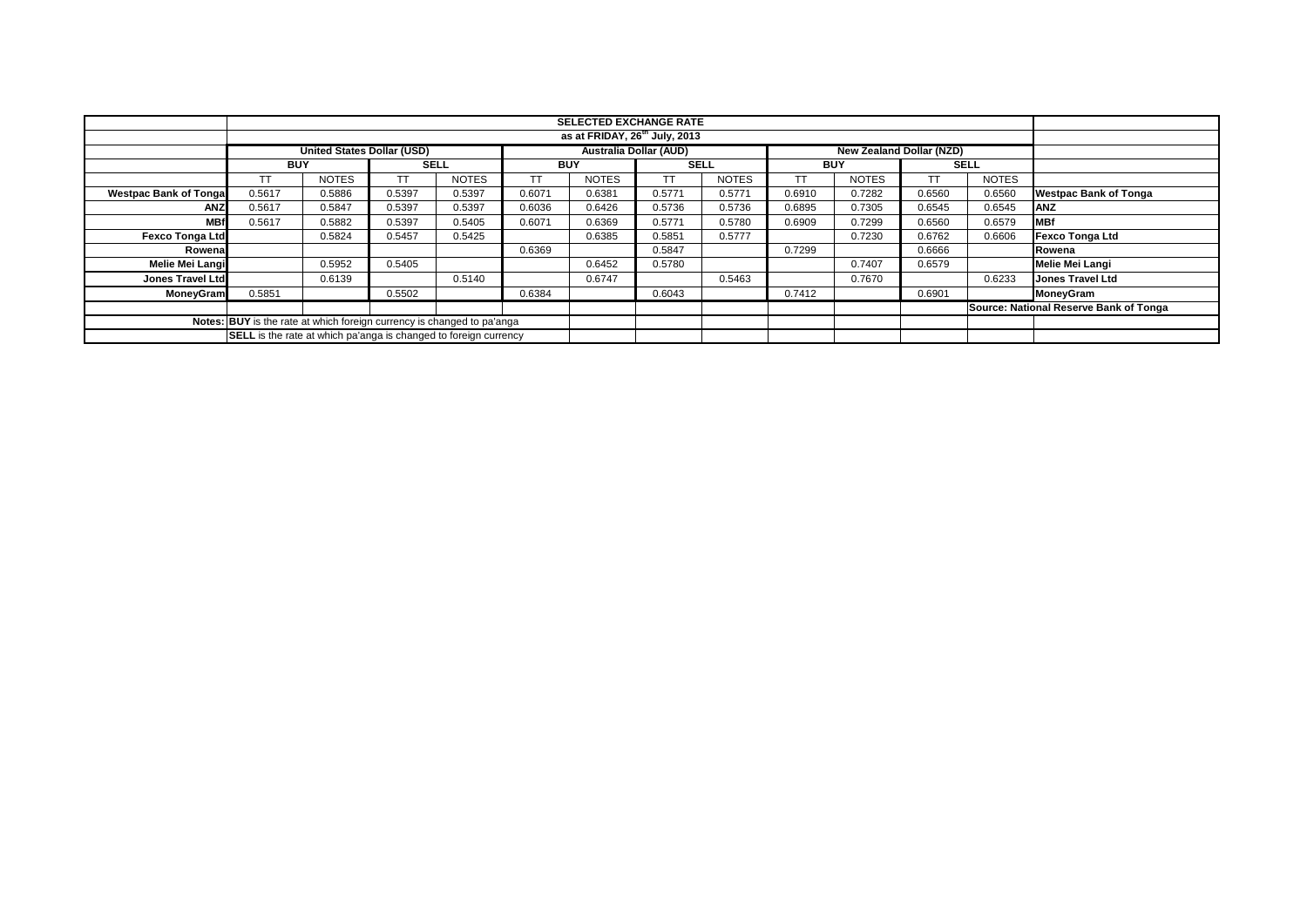| | SELECTED EXCHANGE RATE | | | | | | | | | | | | |
|---|---|---|---|---|---|---|---|---|---|---|---|---|---|
| | as at FRIDAY, 26th July, 2013 | | | | | | | | | | | | |
| | United States Dollar (USD) | | | | Australia Dollar (AUD) | | | | New Zealand Dollar (NZD) | | | | |
| | BUY | | SELL | | BUY | | SELL | | BUY | | SELL | | |
| | TT | NOTES | TT | NOTES | TT | NOTES | TT | NOTES | TT | NOTES | TT | NOTES | |
| **Westpac Bank of Tonga** | 0.5617 | 0.5886 | 0.5397 | 0.5397 | 0.6071 | 0.6381 | 0.5771 | 0.5771 | 0.6910 | 0.7282 | 0.6560 | 0.6560 | **Westpac Bank of Tonga** |
| **ANZ** | 0.5617 | 0.5847 | 0.5397 | 0.5397 | 0.6036 | 0.6426 | 0.5736 | 0.5736 | 0.6895 | 0.7305 | 0.6545 | 0.6545 | **ANZ** |
| **MBf** | 0.5617 | 0.5882 | 0.5397 | 0.5405 | 0.6071 | 0.6369 | 0.5771 | 0.5780 | 0.6909 | 0.7299 | 0.6560 | 0.6579 | **MBf** |
| **Fexco Tonga Ltd** | | 0.5824 | 0.5457 | 0.5425 | | 0.6385 | 0.5851 | 0.5777 | | 0.7230 | 0.6762 | 0.6606 | **Fexco Tonga Ltd** |
| **Rowena** | | | | | 0.6369 | | 0.5847 | | 0.7299 | | 0.6666 | | **Rowena** |
| **Melie Mei Langi** | | 0.5952 | 0.5405 | | | 0.6452 | 0.5780 | | | 0.7407 | 0.6579 | | **Melie Mei Langi** |
| **Jones Travel Ltd** | | 0.6139 | | 0.5140 | | 0.6747 | | 0.5463 | | 0.7670 | | 0.6233 | **Jones Travel Ltd** |
| **MoneyGram** | 0.5851 | | 0.5502 | | 0.6384 | | 0.6043 | | 0.7412 | | 0.6901 | | **MoneyGram** |
| | | | | | | | | | | | | | **Source: National Reserve Bank of Tonga** |
| **Notes:** | **BUY** is the rate at which foreign currency is changed to pa'anga | | | | | | | | | | | | |
| | **SELL** is the rate at which pa'anga is changed to foreign currency | | | | | | | | | | | | |